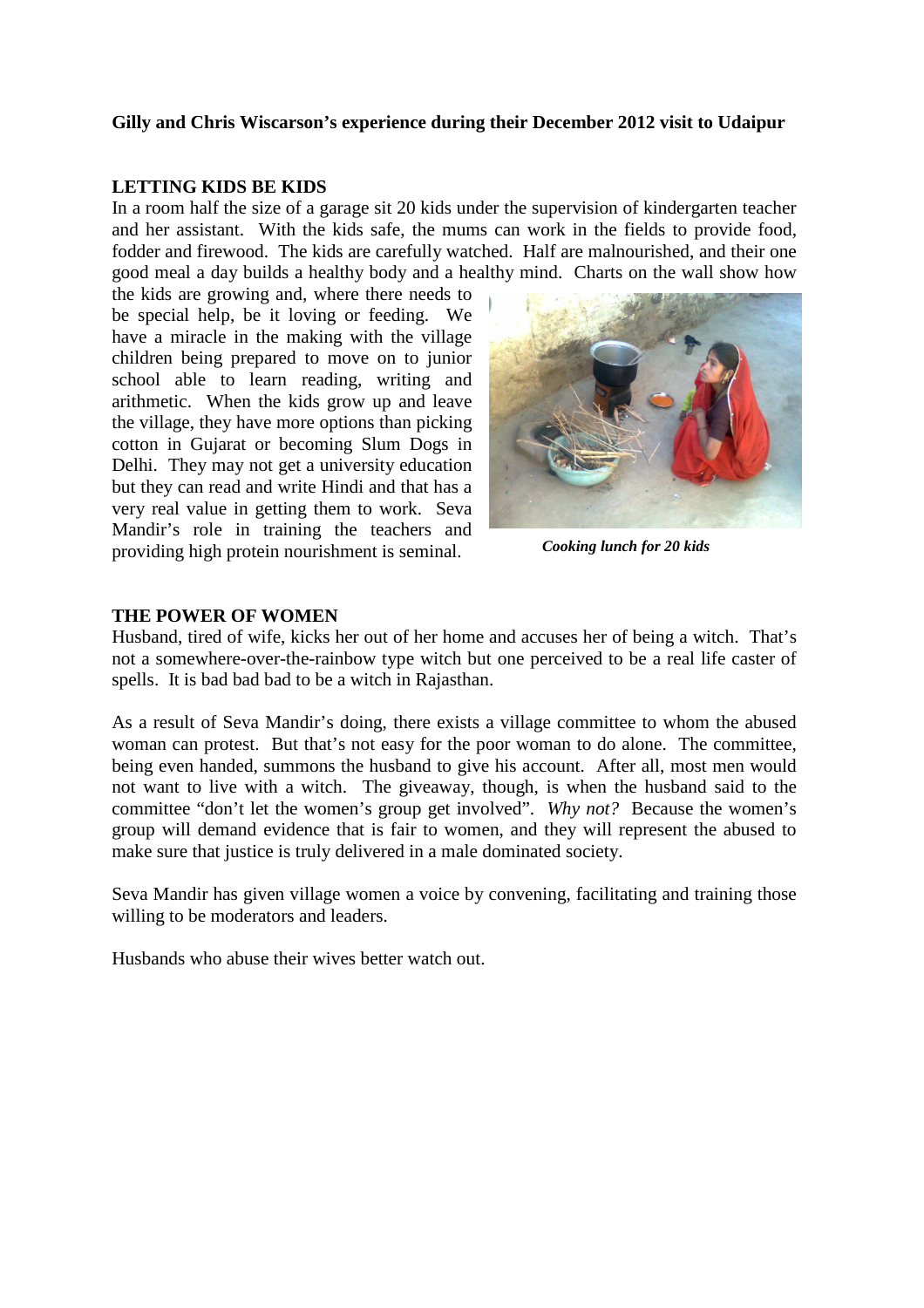**Gilly and Chris Wiscarson's experience during their December 2012 visit to Udaipur**

## LETTING KIDS BE KIDS

In a room half the size of a garage sit 20 kids under the supervision of kindergarten teacher and her assistant. With the kids safe, the mums can work in the fields to provide food, fodder and firewood. The kids are carefully watched. Half are malnourished, and their one good meal a day builds a healthy body and a healthy mind. Charts on the wall show how the kids are growing and, where there needs to be special help, be it loving or feeding. We have a miracle in the making with the village children being prepared to move on to junior school able to learn reading, writing and arithmetic. When the kids grow up and leave the village, they have more options than picking cotton in Gujarat or becoming Slum Dogs in Delhi. They may not get a university education but they can read and write Hindi and that has a very real value in getting them to work. Seva Mandir's role in training the teachers and providing high protein nourishment is seminal.

***Cooking lunch for 20 kids***

## THE POWER OF WOMEN

Husband, tired of wife, kicks her out of her home and accuses her of being a witch. That's not a somewhere-over-the-rainbow type witch but one perceived to be a real life caster of spells. It is bad bad bad to be a witch in Rajasthan.

As a result of Seva Mandir's doing, there exists a village committee to whom the abused woman can protest. But that's not easy for the poor woman to do alone. The committee, being even handed, summons the husband to give his account. After all, most men would not want to live with a witch. The giveaway, though, is when the husband said to the committee "don't let the women's group get involved". *Why not?* Because the women's group will demand evidence that is fair to women, and they will represent the abused to make sure that justice is truly delivered in a male dominated society.

Seva Mandir has given village women a voice by convening, facilitating and training those willing to be moderators and leaders.

Husbands who abuse their wives better watch out.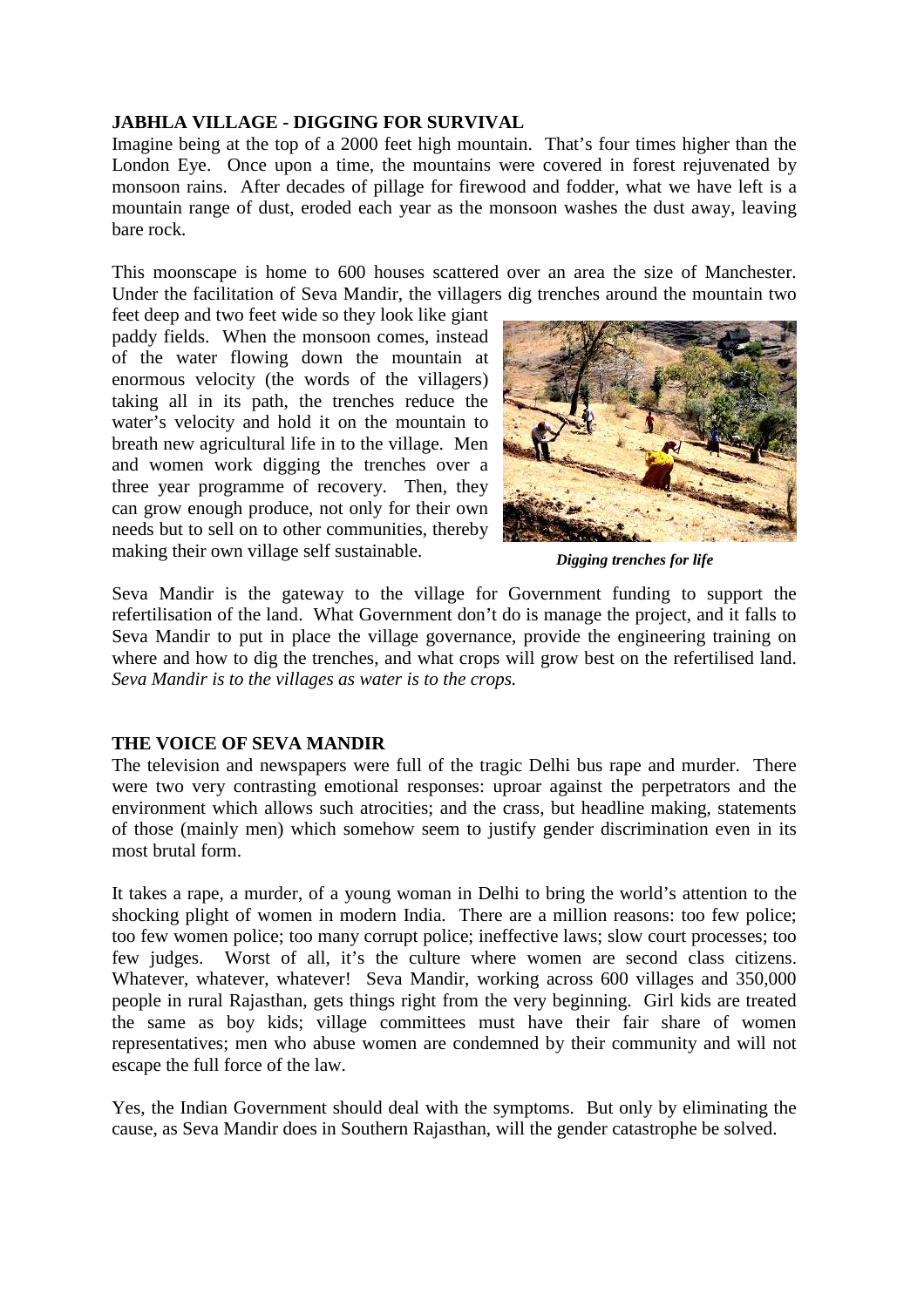**JABHLA VILLAGE - DIGGING FOR SURVIVAL**

Imagine being at the top of a 2000 feet high mountain. That's four times higher than the London Eye. Once upon a time, the mountains were covered in forest rejuvenated by monsoon rains. After decades of pillage for firewood and fodder, what we have left is a mountain range of dust, eroded each year as the monsoon washes the dust away, leaving bare rock.

This moonscape is home to 600 houses scattered over an area the size of Manchester. Under the facilitation of Seva Mandir, the villagers dig trenches around the mountain two feet deep and two feet wide so they look like giant paddy fields. When the monsoon comes, instead of the water flowing down the mountain at enormous velocity (the words of the villagers) taking all in its path, the trenches reduce the water's velocity and hold it on the mountain to breath new agricultural life in to the village. Men and women work digging the trenches over a three year programme of recovery. Then, they can grow enough produce, not only for their own needs but to sell on to other communities, thereby making their own village self sustainable.

***Digging trenches for life***

Seva Mandir is the gateway to the village for Government funding to support the refertilisation of the land. What Government don't do is manage the project, and it falls to Seva Mandir to put in place the village governance, provide the engineering training on where and how to dig the trenches, and what crops will grow best on the refertilised land. *Seva Mandir is to the villages as water is to the crops.*

**THE VOICE OF SEVA MANDIR**

The television and newspapers were full of the tragic Delhi bus rape and murder. There were two very contrasting emotional responses: uproar against the perpetrators and the environment which allows such atrocities; and the crass, but headline making, statements of those (mainly men) which somehow seem to justify gender discrimination even in its most brutal form.

It takes a rape, a murder, of a young woman in Delhi to bring the world's attention to the shocking plight of women in modern India. There are a million reasons: too few police; too few women police; too many corrupt police; ineffective laws; slow court processes; too few judges. Worst of all, it's the culture where women are second class citizens. Whatever, whatever, whatever! Seva Mandir, working across 600 villages and 350,000 people in rural Rajasthan, gets things right from the very beginning. Girl kids are treated the same as boy kids; village committees must have their fair share of women representatives; men who abuse women are condemned by their community and will not escape the full force of the law.

Yes, the Indian Government should deal with the symptoms. But only by eliminating the cause, as Seva Mandir does in Southern Rajasthan, will the gender catastrophe be solved.